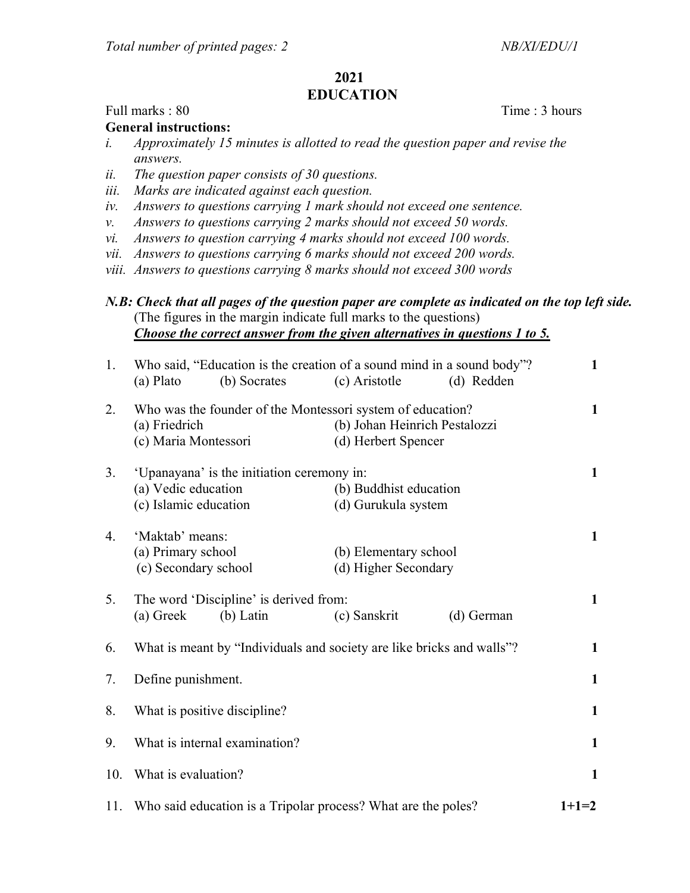Total number of printed pages: 2 NB/XI/EDU/1

# 2021
# EDUCATION

Full marks : 80 Time : 3 hours

**General instructions:**

*i. Approximately 15 minutes is allotted to read the question paper and revise the answers.*
*ii. The question paper consists of 30 questions.*
*iii. Marks are indicated against each question.*
*iv. Answers to questions carrying 1 mark should not exceed one sentence.*
*v. Answers to questions carrying 2 marks should not exceed 50 words.*
*vi. Answers to question carrying 4 marks should not exceed 100 words.*
*vii. Answers to questions carrying 6 marks should not exceed 200 words.*
*viii. Answers to questions carrying 8 marks should not exceed 300 words*

***N.B: Check that all pages of the question paper are complete as indicated on the top left side.***
(The figures in the margin indicate full marks to the questions)
***Choose the correct answer from the given alternatives in questions 1 to 5.***

1. Who said, "Education is the creation of a sound mind in a sound body"? **1**
   (a) Plato (b) Socrates (c) Aristotle (d) Redden

2. Who was the founder of the Montessori system of education? **1**
   (a) Friedrich (b) Johan Heinrich Pestalozzi
   (c) Maria Montessori (d) Herbert Spencer

3. 'Upanayana' is the initiation ceremony in: **1**
   (a) Vedic education (b) Buddhist education
   (c) Islamic education (d) Gurukula system

4. 'Maktab' means: **1**
   (a) Primary school (b) Elementary school
   (c) Secondary school (d) Higher Secondary

5. The word 'Discipline' is derived from: **1**
   (a) Greek (b) Latin (c) Sanskrit (d) German

6. What is meant by "Individuals and society are like bricks and walls"? **1**

7. Define punishment. **1**

8. What is positive discipline? **1**

9. What is internal examination? **1**

10. What is evaluation? **1**

11. Who said education is a Tripolar process? What are the poles? **1+1=2**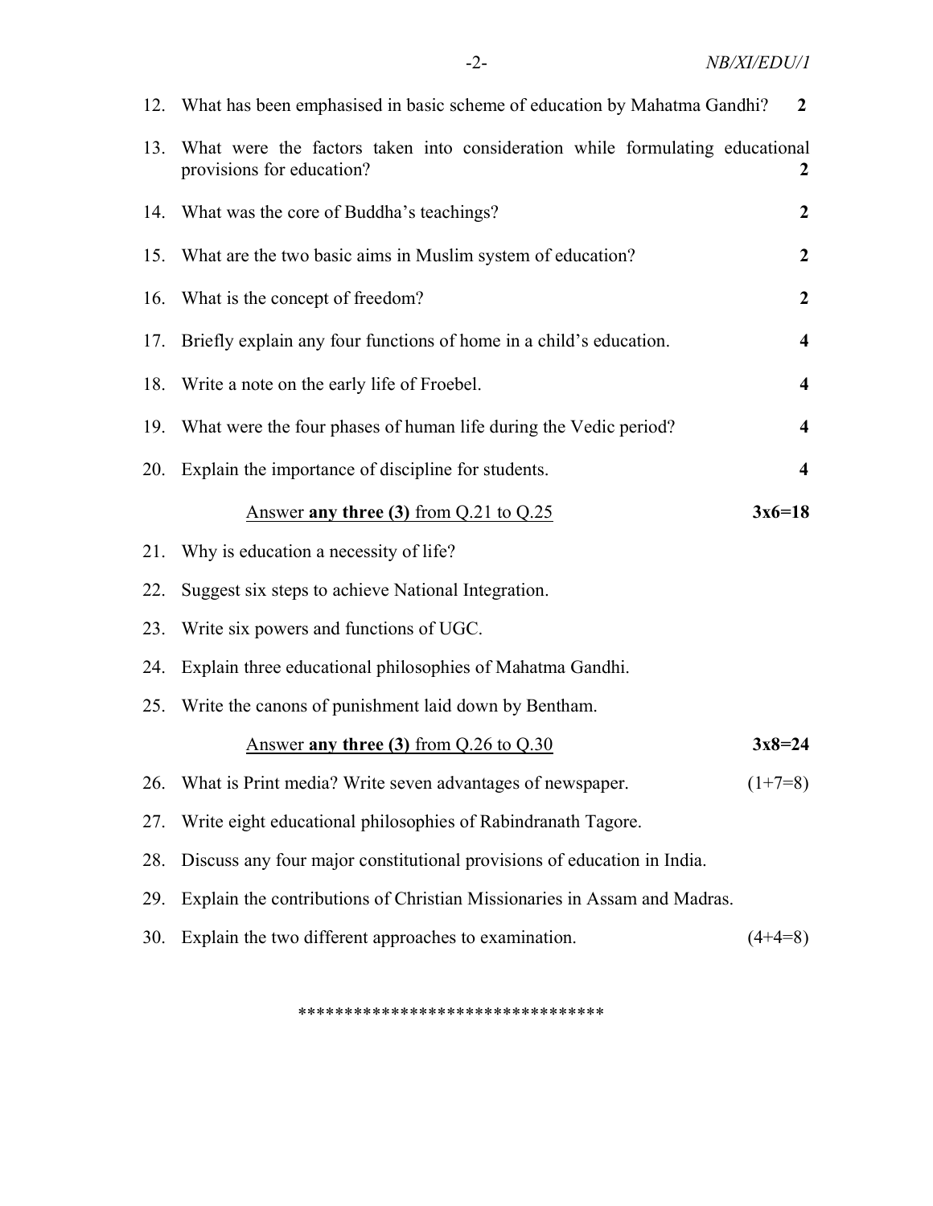12. What has been emphasised in basic scheme of education by Mahatma Gandhi? **2**

13. What were the factors taken into consideration while formulating educational provisions for education? **2**

14. What was the core of Buddha's teachings? **2**

15. What are the two basic aims in Muslim system of education? **2**

16. What is the concept of freedom? **2**

17. Briefly explain any four functions of home in a child's education. **4**

18. Write a note on the early life of Froebel. **4**

19. What were the four phases of human life during the Vedic period? **4**

20. Explain the importance of discipline for students. **4**

<u>Answer **any three (3)** from Q.21 to Q.25</u> **3x6=18**

21. Why is education a necessity of life?

22. Suggest six steps to achieve National Integration.

23. Write six powers and functions of UGC.

24. Explain three educational philosophies of Mahatma Gandhi.

25. Write the canons of punishment laid down by Bentham.

<u>Answer **any three (3)** from Q.26 to Q.30</u> **3x8=24**

26. What is Print media? Write seven advantages of newspaper. (1+7=8)

27. Write eight educational philosophies of Rabindranath Tagore.

28. Discuss any four major constitutional provisions of education in India.

29. Explain the contributions of Christian Missionaries in Assam and Madras.

30. Explain the two different approaches to examination. (4+4=8)

********************************